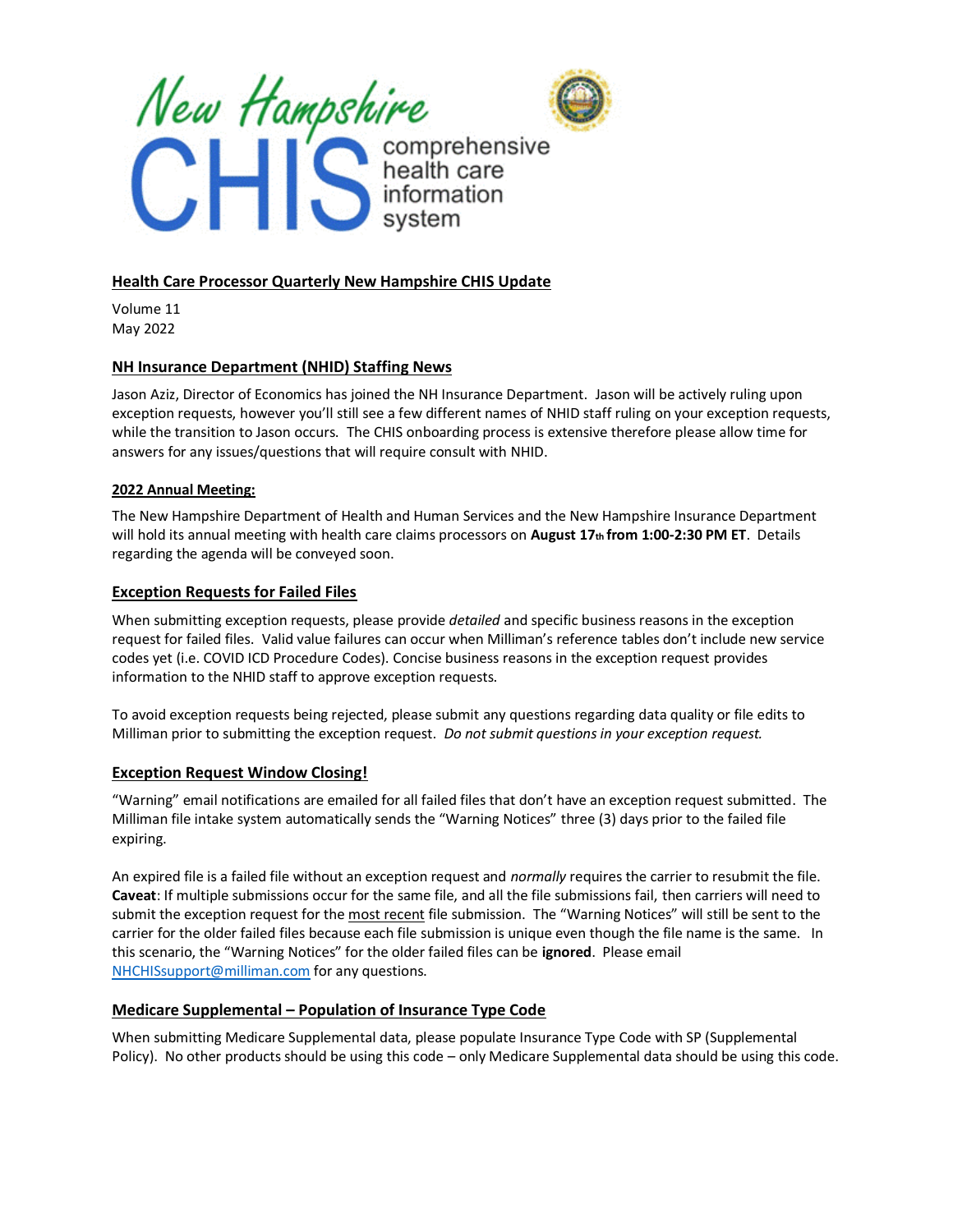New Hampshire CHIS comprehensive health care information system

## Health Care Processor Quarterly New Hampshire CHIS Update

Volume 11
May 2022

## NH Insurance Department (NHID) Staffing News

Jason Aziz, Director of Economics has joined the NH Insurance Department. Jason will be actively ruling upon exception requests, however you'll still see a few different names of NHID staff ruling on your exception requests, while the transition to Jason occurs. The CHIS onboarding process is extensive therefore please allow time for answers for any issues/questions that will require consult with NHID.

### 2022 Annual Meeting:

The New Hampshire Department of Health and Human Services and the New Hampshire Insurance Department will hold its annual meeting with health care claims processors on **August 17th from 1:00-2:30 PM ET**. Details regarding the agenda will be conveyed soon.

## Exception Requests for Failed Files

When submitting exception requests, please provide *detailed* and specific business reasons in the exception request for failed files. Valid value failures can occur when Milliman's reference tables don't include new service codes yet (i.e. COVID ICD Procedure Codes). Concise business reasons in the exception request provides information to the NHID staff to approve exception requests.

To avoid exception requests being rejected, please submit any questions regarding data quality or file edits to Milliman prior to submitting the exception request. *Do not submit questions in your exception request.*

## Exception Request Window Closing!

"Warning" email notifications are emailed for all failed files that don't have an exception request submitted. The Milliman file intake system automatically sends the "Warning Notices" three (3) days prior to the failed file expiring.

An expired file is a failed file without an exception request and *normally* requires the carrier to resubmit the file. **Caveat**: If multiple submissions occur for the same file, and all the file submissions fail, then carriers will need to submit the exception request for the most recent file submission. The "Warning Notices" will still be sent to the carrier for the older failed files because each file submission is unique even though the file name is the same. In this scenario, the "Warning Notices" for the older failed files can be **ignored**. Please email NHCHISsupport@milliman.com for any questions.

## Medicare Supplemental – Population of Insurance Type Code

When submitting Medicare Supplemental data, please populate Insurance Type Code with SP (Supplemental Policy). No other products should be using this code – only Medicare Supplemental data should be using this code.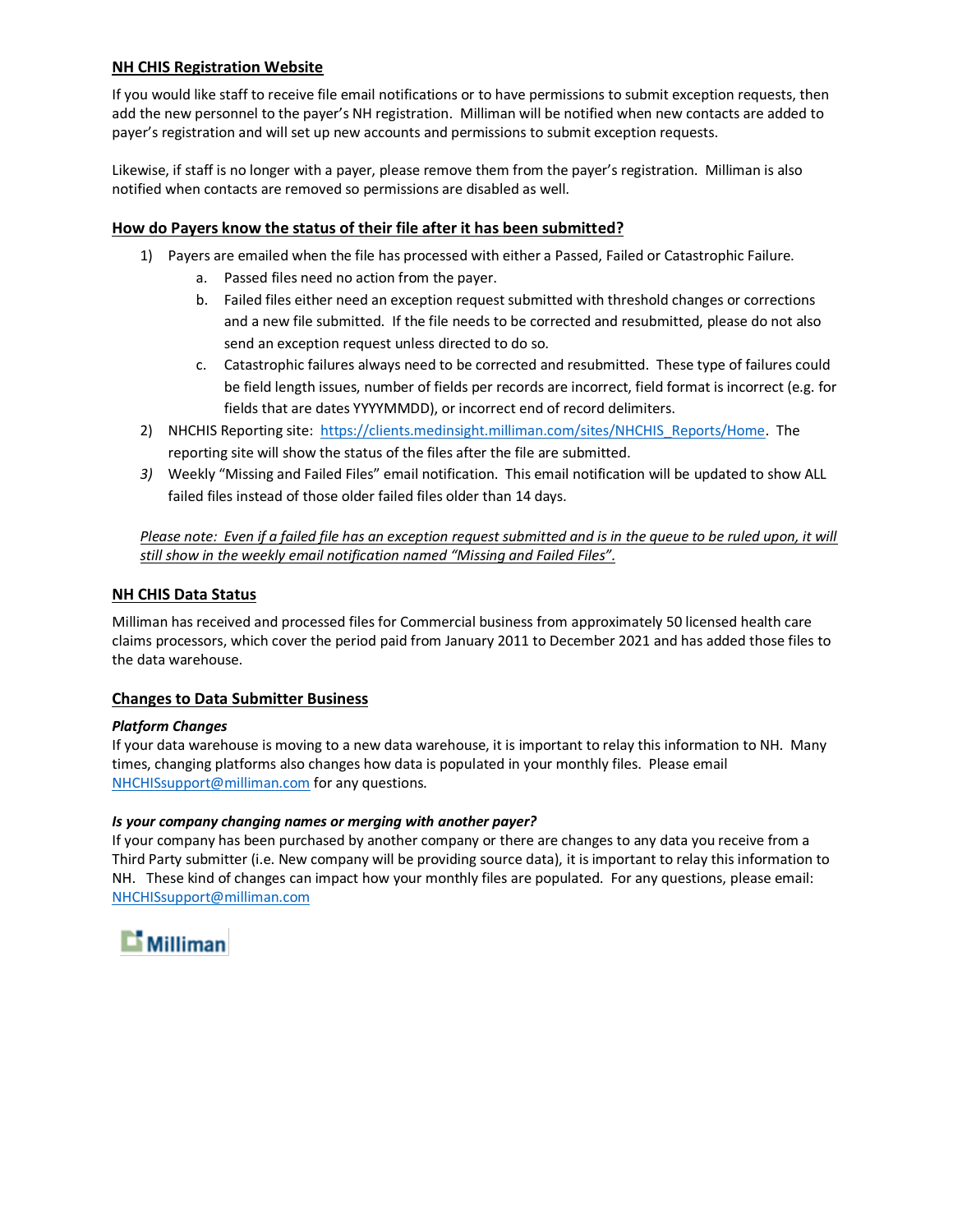## NH CHIS Registration Website

If you would like staff to receive file email notifications or to have permissions to submit exception requests, then add the new personnel to the payer's NH registration. Milliman will be notified when new contacts are added to payer's registration and will set up new accounts and permissions to submit exception requests.

Likewise, if staff is no longer with a payer, please remove them from the payer's registration. Milliman is also notified when contacts are removed so permissions are disabled as well.

## How do Payers know the status of their file after it has been submitted?

1) Payers are emailed when the file has processed with either a Passed, Failed or Catastrophic Failure.
   a. Passed files need no action from the payer.
   b. Failed files either need an exception request submitted with threshold changes or corrections and a new file submitted. If the file needs to be corrected and resubmitted, please do not also send an exception request unless directed to do so.
   c. Catastrophic failures always need to be corrected and resubmitted. These type of failures could be field length issues, number of fields per records are incorrect, field format is incorrect (e.g. for fields that are dates YYYYMMDD), or incorrect end of record delimiters.
2) NHCHIS Reporting site: https://clients.medinsight.milliman.com/sites/NHCHIS_Reports/Home. The reporting site will show the status of the files after the file are submitted.
3) Weekly "Missing and Failed Files" email notification. This email notification will be updated to show ALL failed files instead of those older failed files older than 14 days.

*Please note: Even if a failed file has an exception request submitted and is in the queue to be ruled upon, it will still show in the weekly email notification named "Missing and Failed Files".*

## NH CHIS Data Status

Milliman has received and processed files for Commercial business from approximately 50 licensed health care claims processors, which cover the period paid from January 2011 to December 2021 and has added those files to the data warehouse.

## Changes to Data Submitter Business

***Platform Changes***

If your data warehouse is moving to a new data warehouse, it is important to relay this information to NH. Many times, changing platforms also changes how data is populated in your monthly files. Please email NHCHISsupport@milliman.com for any questions.

***Is your company changing names or merging with another payer?***

If your company has been purchased by another company or there are changes to any data you receive from a Third Party submitter (i.e. New company will be providing source data), it is important to relay this information to NH. These kind of changes can impact how your monthly files are populated. For any questions, please email: NHCHISsupport@milliman.com

Milliman